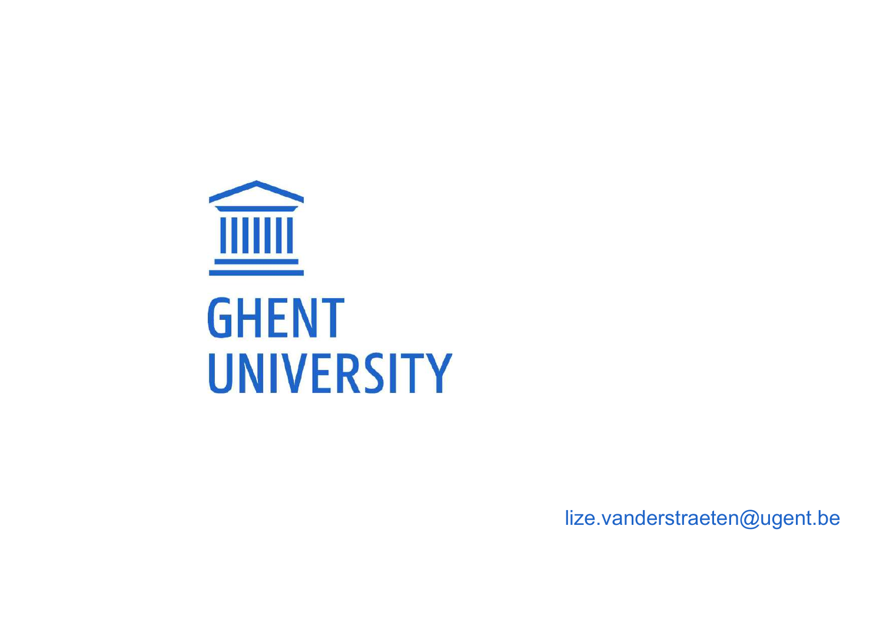GHENT UNIVERSITY

lize.vanderstraeten@ugent.be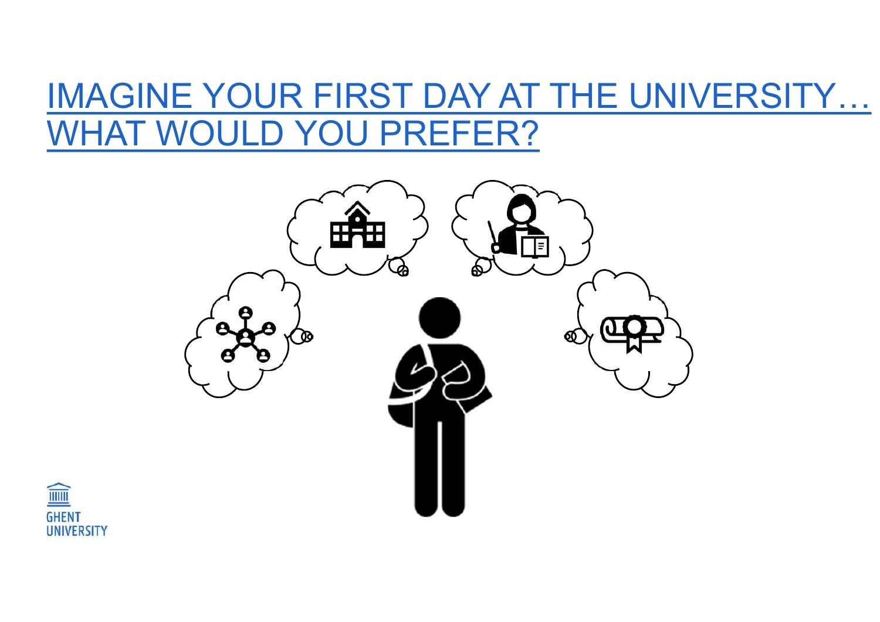# IMAGINE YOUR FIRST DAY AT THE UNIVERSITY… WHAT WOULD YOU PREFER?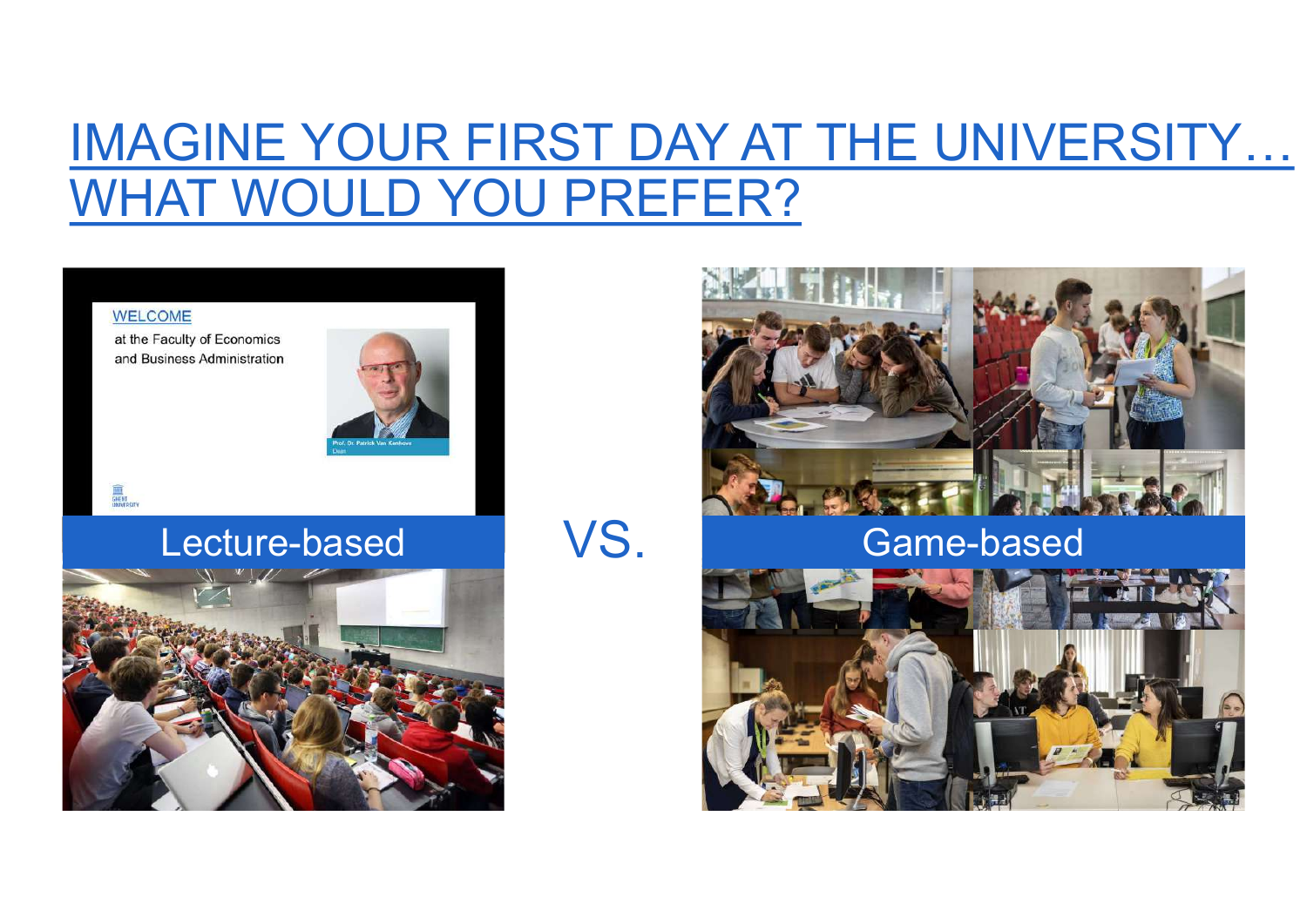# IMAGINE YOUR FIRST DAY AT THE UNIVERSITY… WHAT WOULD YOU PREFER?

Lecture-based

VS.

Game-based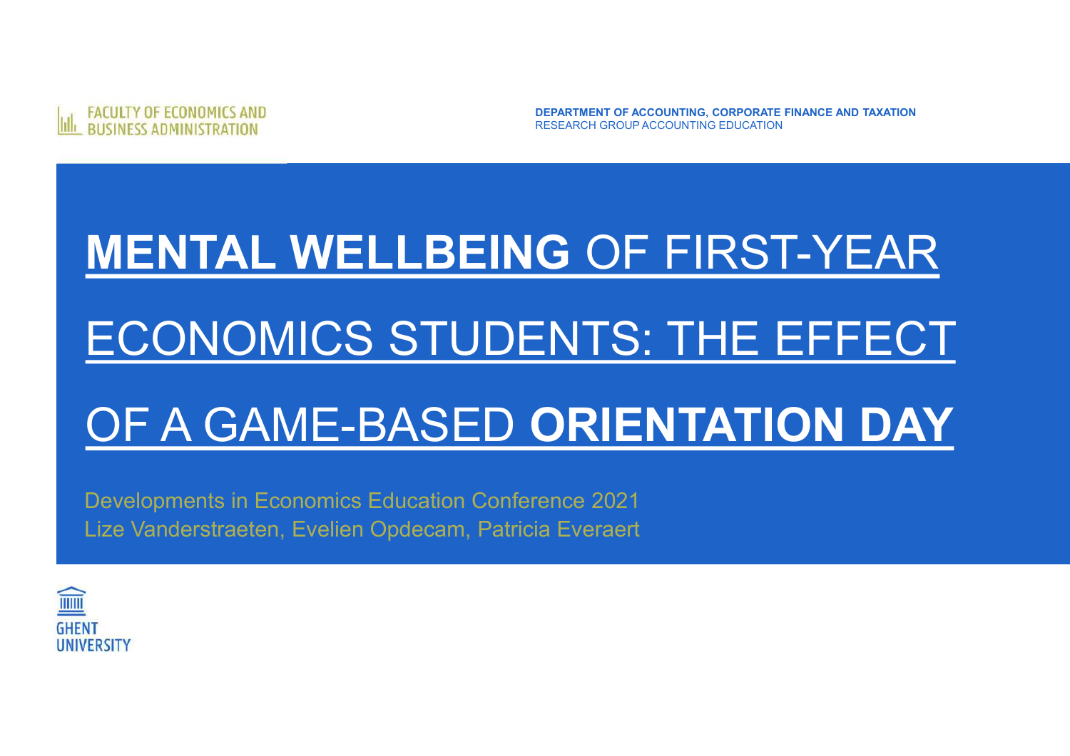FACULTY OF ECONOMICS AND BUSINESS ADMINISTRATION

**DEPARTMENT OF ACCOUNTING, CORPORATE FINANCE AND TAXATION**
RESEARCH GROUP ACCOUNTING EDUCATION

# **MENTAL WELLBEING** OF FIRST-YEAR ECONOMICS STUDENTS: THE EFFECT OF A GAME-BASED **ORIENTATION DAY**

Developments in Economics Education Conference 2021
Lize Vanderstraeten, Evelien Opdecam, Patricia Everaert

GHENT UNIVERSITY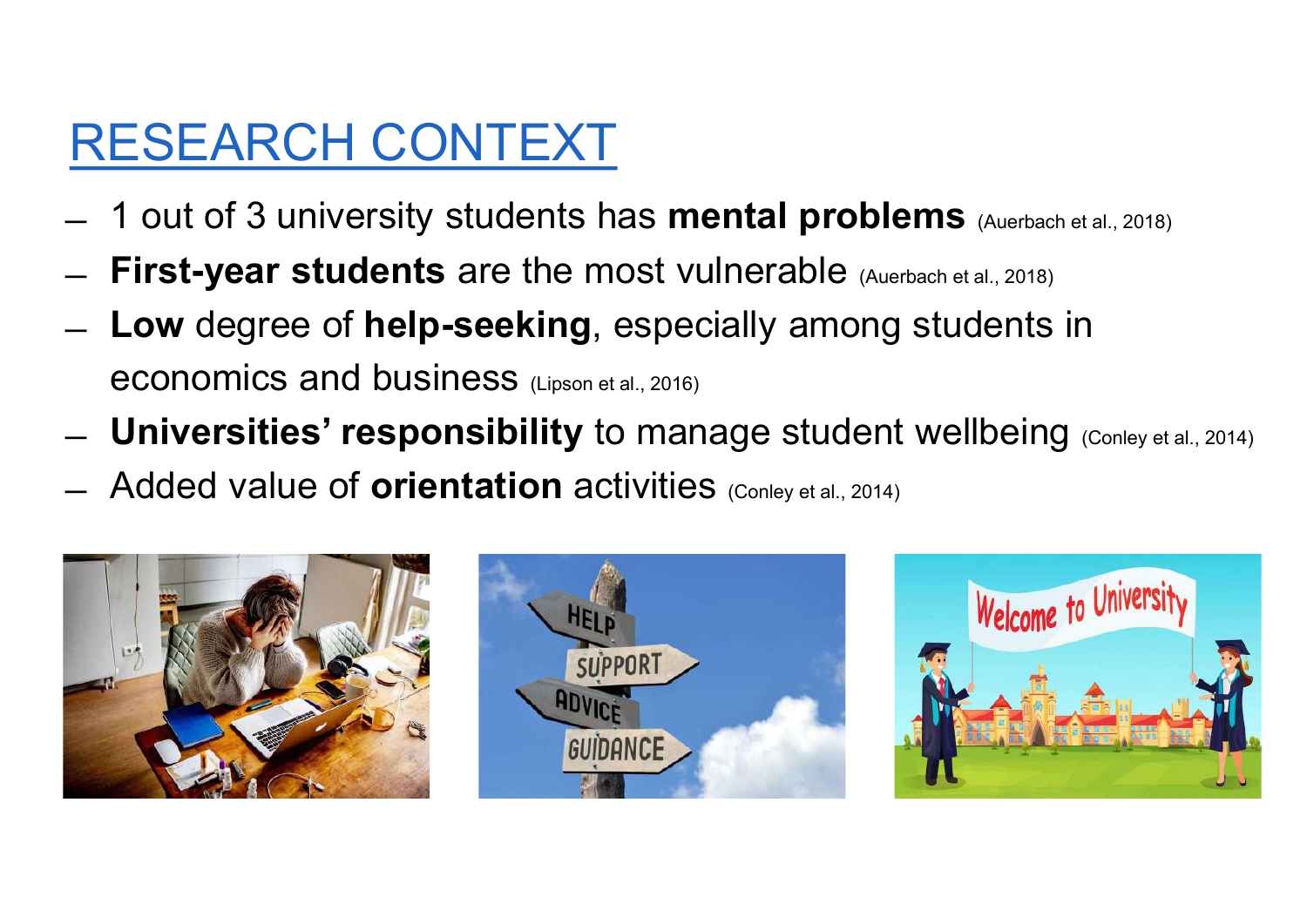# RESEARCH CONTEXT

- 1 out of 3 university students has **mental problems** (Auerbach et al., 2018)
- **First-year students** are the most vulnerable (Auerbach et al., 2018)
- **Low** degree of **help-seeking**, especially among students in economics and business (Lipson et al., 2016)
- **Universities' responsibility** to manage student wellbeing (Conley et al., 2014)
- Added value of **orientation** activities (Conley et al., 2014)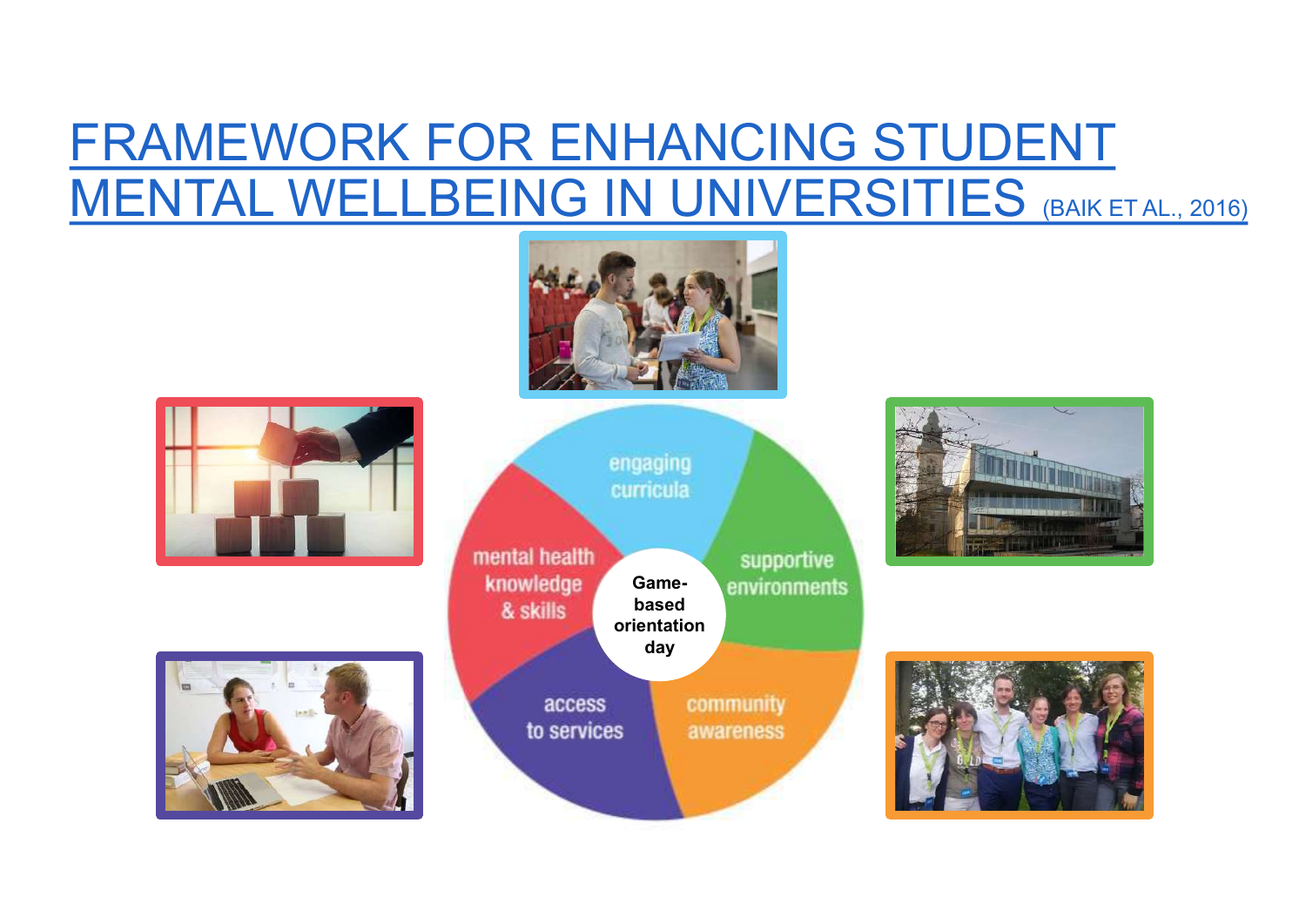# FRAMEWORK FOR ENHANCING STUDENT MENTAL WELLBEING IN UNIVERSITIES (BAIK ET AL., 2016)

- engaging curricula
- supportive environments
- community awareness
- access to services
- mental health knowledge & skills

**Game-based orientation day**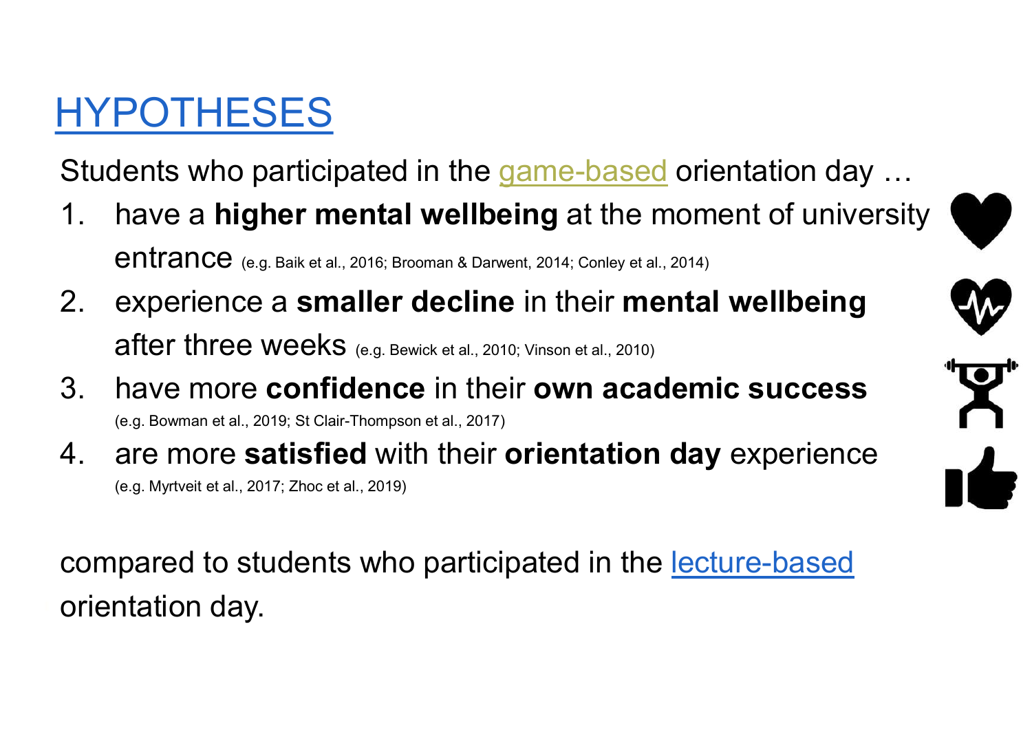# HYPOTHESES

Students who participated in the game-based orientation day …

1. have a **higher mental wellbeing** at the moment of university entrance (e.g. Baik et al., 2016; Brooman & Darwent, 2014; Conley et al., 2014)
2. experience a **smaller decline** in their **mental wellbeing** after three weeks (e.g. Bewick et al., 2010; Vinson et al., 2010)
3. have more **confidence** in their **own academic success** (e.g. Bowman et al., 2019; St Clair-Thompson et al., 2017)
4. are more **satisfied** with their **orientation day** experience (e.g. Myrtveit et al., 2017; Zhoc et al., 2019)

compared to students who participated in the lecture-based orientation day.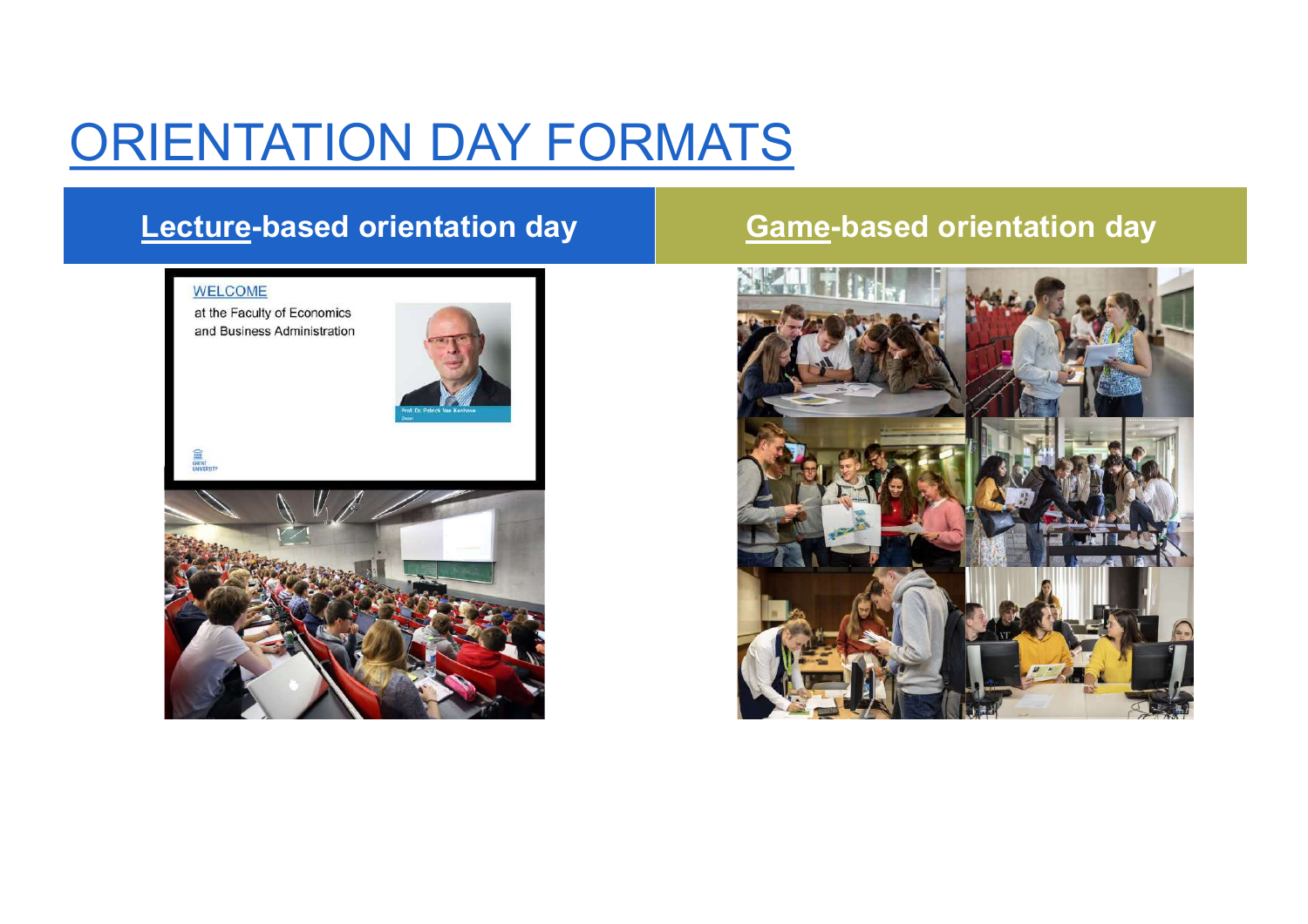# ORIENTATION DAY FORMATS

| **Lecture-based orientation day** | **Game-based orientation day** |
| --- | --- |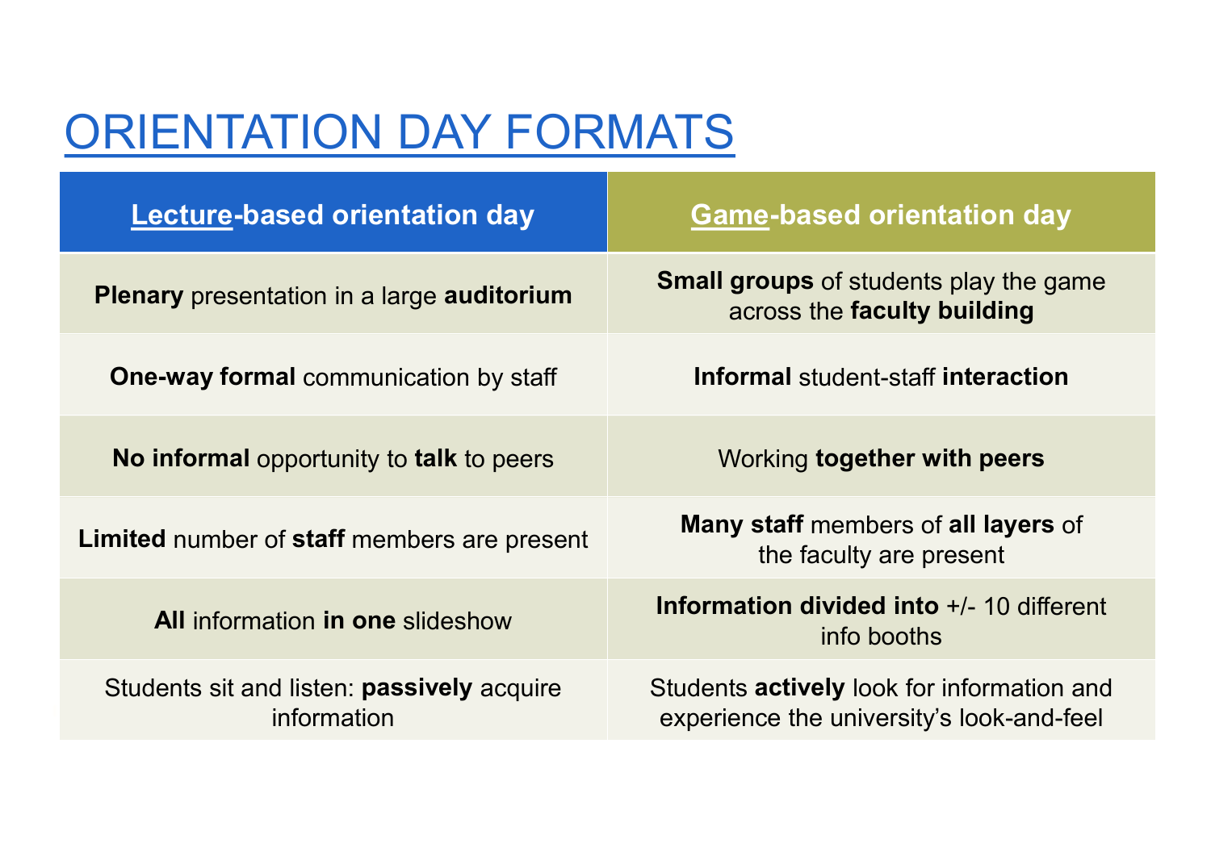# ORIENTATION DAY FORMATS

| **Lecture-based orientation day** | **Game-based orientation day** |
|---|---|
| **Plenary** presentation in a large **auditorium** | **Small groups** of students play the game across the **faculty building** |
| **One-way formal** communication by staff | **Informal** student-staff **interaction** |
| **No informal** opportunity to **talk** to peers | Working **together with peers** |
| **Limited** number of **staff** members are present | **Many staff** members of **all layers** of the faculty are present |
| **All** information **in one** slideshow | **Information divided into** +/- 10 different info booths |
| Students sit and listen: **passively** acquire information | Students **actively** look for information and experience the university's look-and-feel |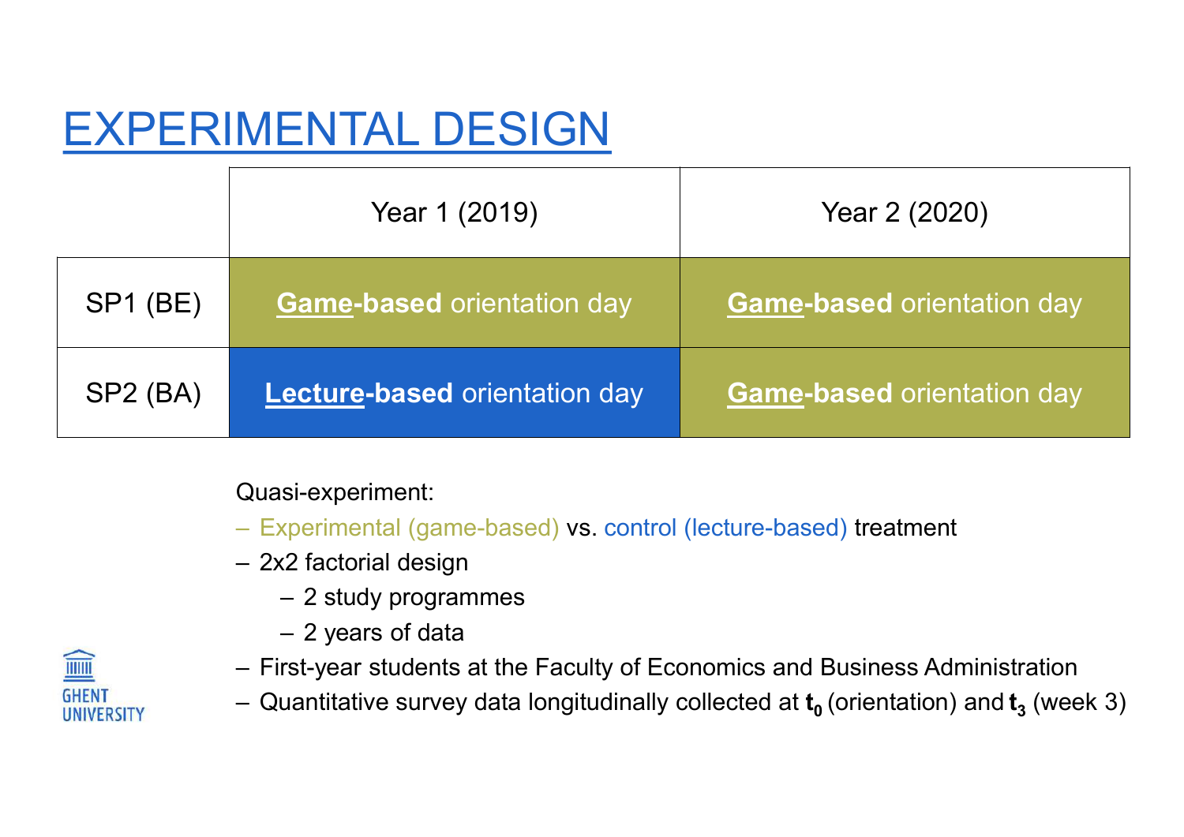# EXPERIMENTAL DESIGN

| | Year 1 (2019) | Year 2 (2020) |
|---|---|---|
| SP1 (BE) | **Game-based** orientation day | **Game-based** orientation day |
| SP2 (BA) | **Lecture-based** orientation day | **Game-based** orientation day |

Quasi-experiment:

- Experimental (game-based) vs. control (lecture-based) treatment
- 2x2 factorial design
  - 2 study programmes
  - 2 years of data
- First-year students at the Faculty of Economics and Business Administration
- Quantitative survey data longitudinally collected at $\mathbf{t_0}$ (orientation) and $\mathbf{t_3}$ (week 3)

GHENT UNIVERSITY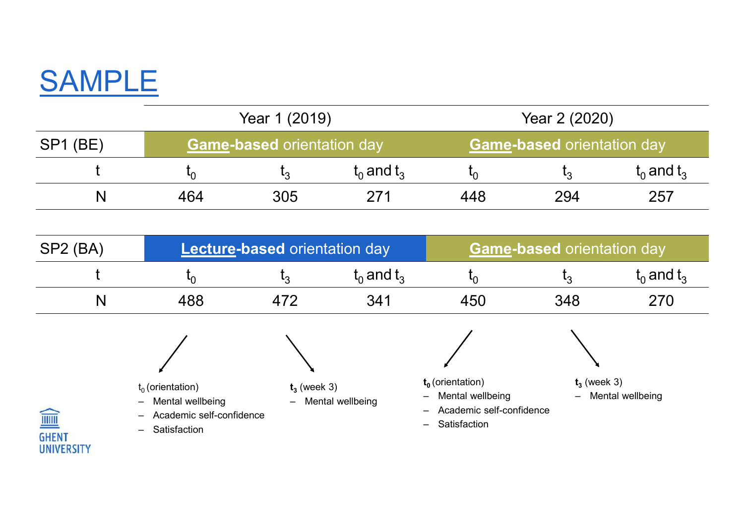# SAMPLE

| | Year 1 (2019) | | | Year 2 (2020) | | |
|---|---|---|---|---|---|---|
| SP1 (BE) | **Game-based** orientation day | | | **Game-based** orientation day | | |
| t | $t_0$ | $t_3$ | $t_0$ and $t_3$ | $t_0$ | $t_3$ | $t_0$ and $t_3$ |
| N | 464 | 305 | 271 | 448 | 294 | 257 |

| | Year 1 (2019) | | | Year 2 (2020) | | |
|---|---|---|---|---|---|---|
| SP2 (BA) | **Lecture-based** orientation day | | | **Game-based** orientation day | | |
| t | $t_0$ | $t_3$ | $t_0$ and $t_3$ | $t_0$ | $t_3$ | $t_0$ and $t_3$ |
| N | 488 | 472 | 341 | 450 | 348 | 270 |

Year 1 (2019):

$t_0$ (orientation)
- Mental wellbeing
- Academic self-confidence
- Satisfaction

$t_3$ (week 3)
- Mental wellbeing

Year 2 (2020):

**$t_0$** (orientation)
- Mental wellbeing
- Academic self-confidence
- Satisfaction

**$t_3$** (week 3)
- Mental wellbeing

GHENT UNIVERSITY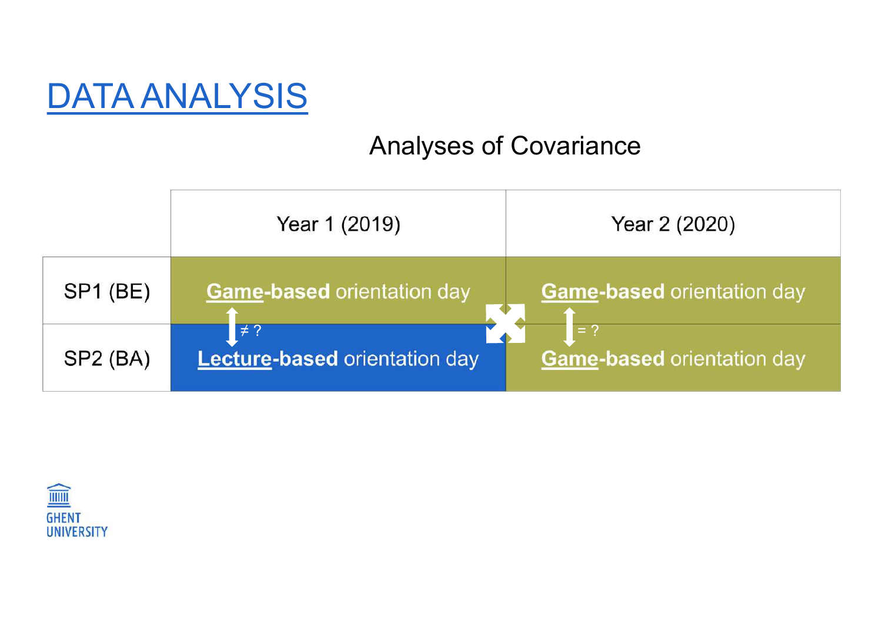# DATA ANALYSIS

## Analyses of Covariance

| | Year 1 (2019) | Year 2 (2020) |
|---|---|---|
| SP1 (BE) | **Game-based** orientation day | **Game-based** orientation day |
| | ≠ ? | = ? |
| SP2 (BA) | **Lecture-based** orientation day | **Game-based** orientation day |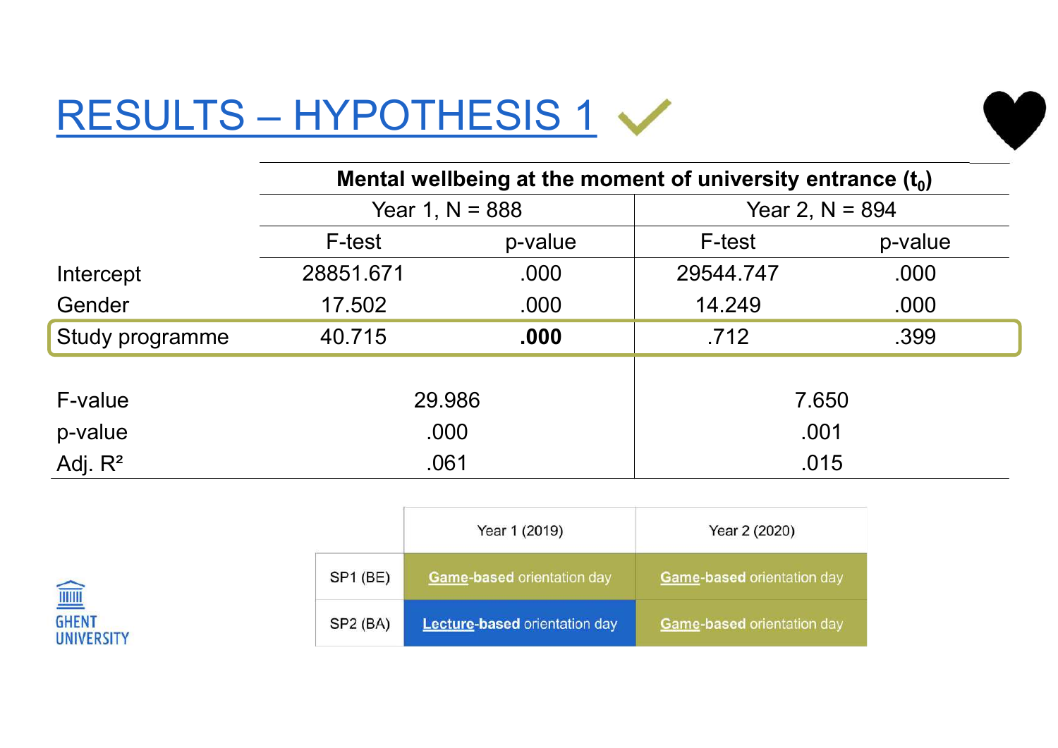# RESULTS – HYPOTHESIS 1 ✓

| | Mental wellbeing at the moment of university entrance ($t_0$) | | | |
|---|---|---|---|---|
| | Year 1, N = 888 | | Year 2, N = 894 | |
| | F-test | p-value | F-test | p-value |
| Intercept | 28851.671 | .000 | 29544.747 | .000 |
| Gender | 17.502 | .000 | 14.249 | .000 |
| Study programme | 40.715 | **.000** | .712 | .399 |
| F-value | 29.986 | | 7.650 | |
| p-value | .000 | | .001 | |
| Adj. $R^2$ | .061 | | .015 | |

| | Year 1 (2019) | Year 2 (2020) |
|---|---|---|
| SP1 (BE) | **Game-based** orientation day | **Game-based** orientation day |
| SP2 (BA) | **Lecture-based** orientation day | **Game-based** orientation day |

GHENT UNIVERSITY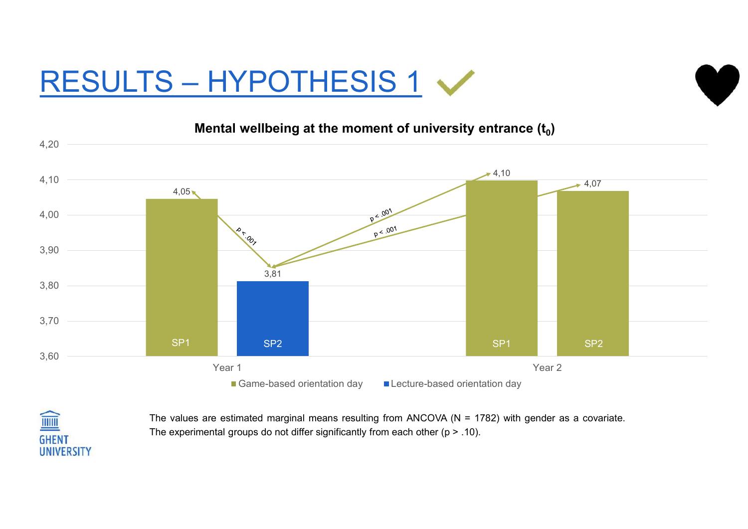# RESULTS – HYPOTHESIS 1 ✓

**Mental wellbeing at the moment of university entrance ($t_0$)**

| | SP1 | SP2 |
|---|---|---|
| Year 1 | 4,05 | 3,81 |
| Year 2 | 4,10 | 4,07 |

Year 1 SP1 vs. Year 1 SP2: $p < .001$
Year 1 SP2 vs. Year 2 SP1: $p < .001$
Year 1 SP2 vs. Year 2 SP2: $p < .001$

Legend: Game-based orientation day (Year 1 SP1, Year 2 SP1, Year 2 SP2); Lecture-based orientation day (Year 1 SP2)

The values are estimated marginal means resulting from ANCOVA (N = 1782) with gender as a covariate. The experimental groups do not differ significantly from each other ($p > .10$).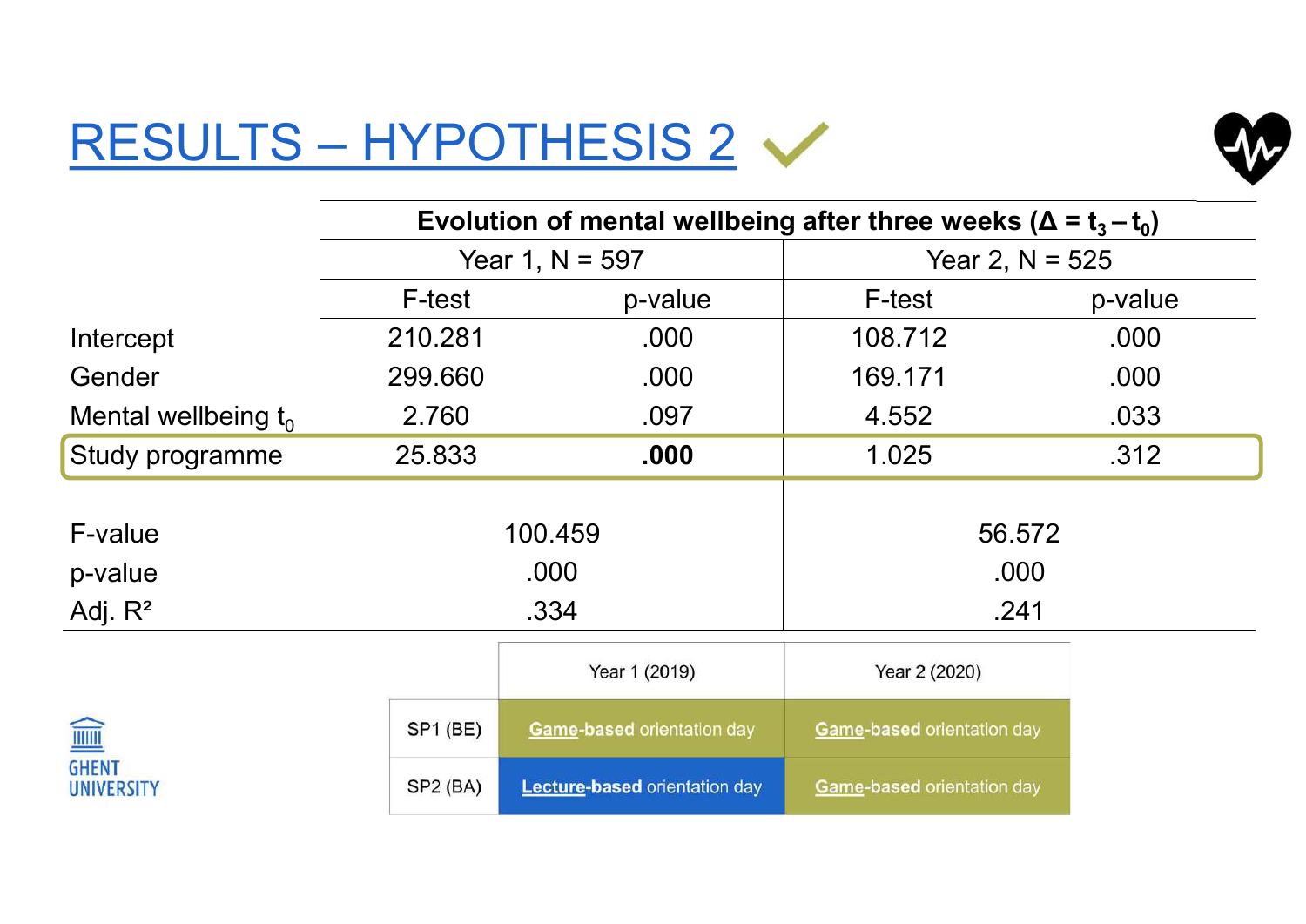# RESULTS – HYPOTHESIS 2 ✓

| | Evolution of mental wellbeing after three weeks ($\Delta = t_3 - t_0$) | | | |
|---|---|---|---|---|
| | Year 1, N = 597 | | Year 2, N = 525 | |
| | F-test | p-value | F-test | p-value |
| Intercept | 210.281 | .000 | 108.712 | .000 |
| Gender | 299.660 | .000 | 169.171 | .000 |
| Mental wellbeing $t_0$ | 2.760 | .097 | 4.552 | .033 |
| Study programme | 25.833 | **.000** | 1.025 | .312 |
| F-value | 100.459 | | 56.572 | |
| p-value | .000 | | .000 | |
| Adj. $R^2$ | .334 | | .241 | |

| | Year 1 (2019) | Year 2 (2020) |
|---|---|---|
| SP1 (BE) | **Game-based** orientation day | **Game-based** orientation day |
| SP2 (BA) | **Lecture-based** orientation day | **Game-based** orientation day |

GHENT UNIVERSITY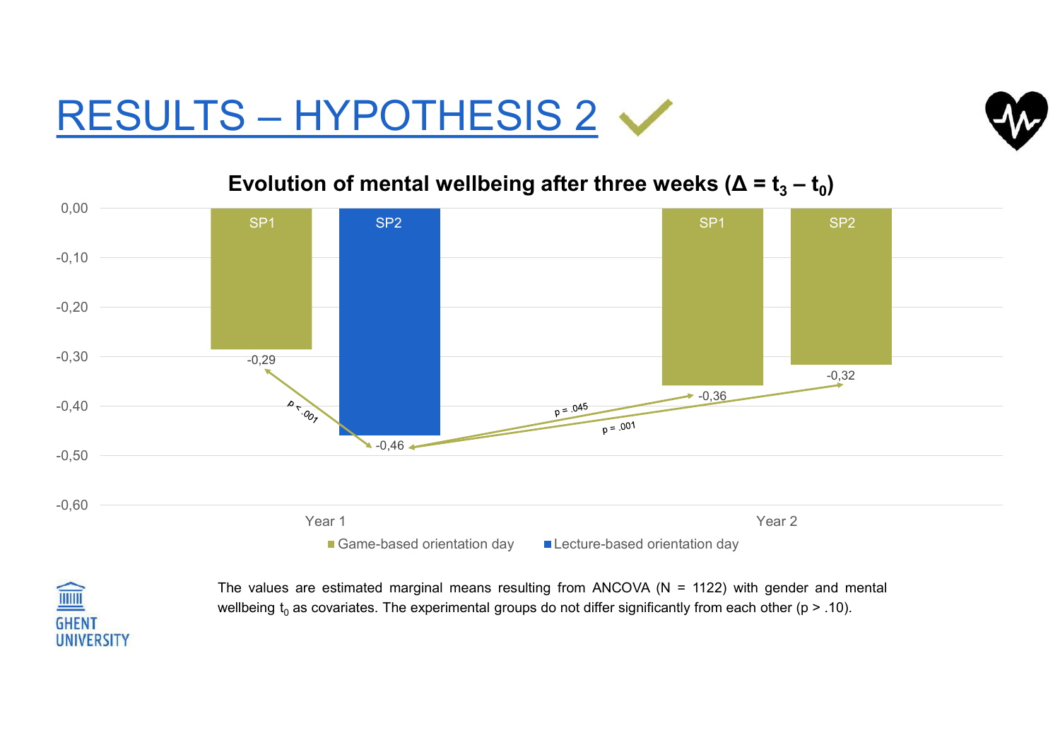# RESULTS – HYPOTHESIS 2 ✓

**Evolution of mental wellbeing after three weeks ($\Delta = t_3 - t_0$)**

| | SP1 | SP2 |
|---|---|---|
| Year 1 | -0,29 (Game-based orientation day) | -0,46 (Lecture-based orientation day) |
| Year 2 | -0,36 (Game-based orientation day) | -0,32 (Game-based orientation day) |

Comparisons with Year 1 SP2 (-0,46): Year 1 SP1 $p < .001$; Year 2 SP1 $p = .045$; Year 2 SP2 $p = .001$.

The values are estimated marginal means resulting from ANCOVA (N = 1122) with gender and mental wellbeing $t_0$ as covariates. The experimental groups do not differ significantly from each other ($p > .10$).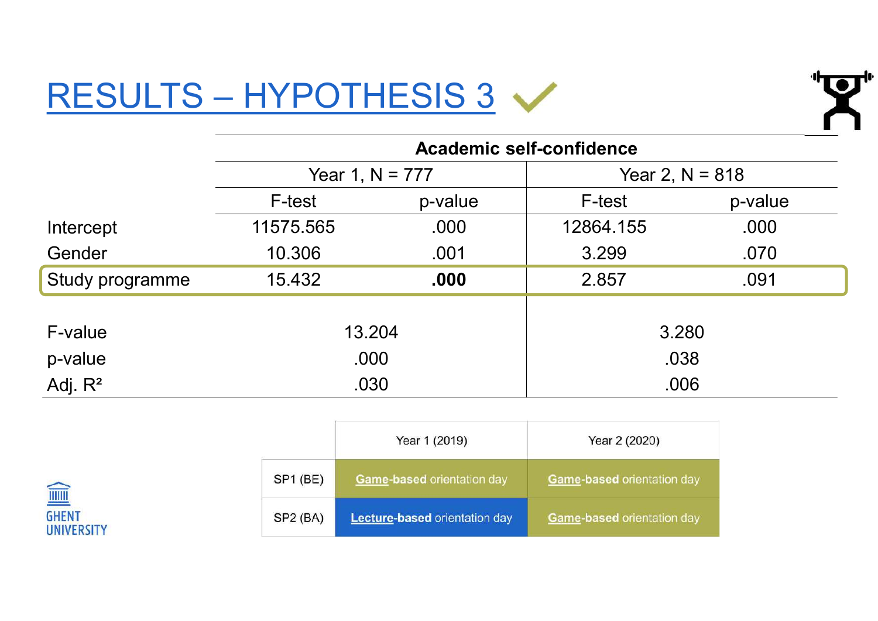# RESULTS – HYPOTHESIS 3 ✓

| | Academic self-confidence | | | |
|---|---|---|---|---|
| | Year 1, N = 777 | | Year 2, N = 818 | |
| | F-test | p-value | F-test | p-value |
| Intercept | 11575.565 | .000 | 12864.155 | .000 |
| Gender | 10.306 | .001 | 3.299 | .070 |
| Study programme | 15.432 | **.000** | 2.857 | .091 |
| F-value | 13.204 | | 3.280 | |
| p-value | .000 | | .038 | |
| Adj. $R^2$ | .030 | | .006 | |

| | Year 1 (2019) | Year 2 (2020) |
|---|---|---|
| SP1 (BE) | **Game-based** orientation day | **Game-based** orientation day |
| SP2 (BA) | **Lecture-based** orientation day | **Game-based** orientation day |

GHENT UNIVERSITY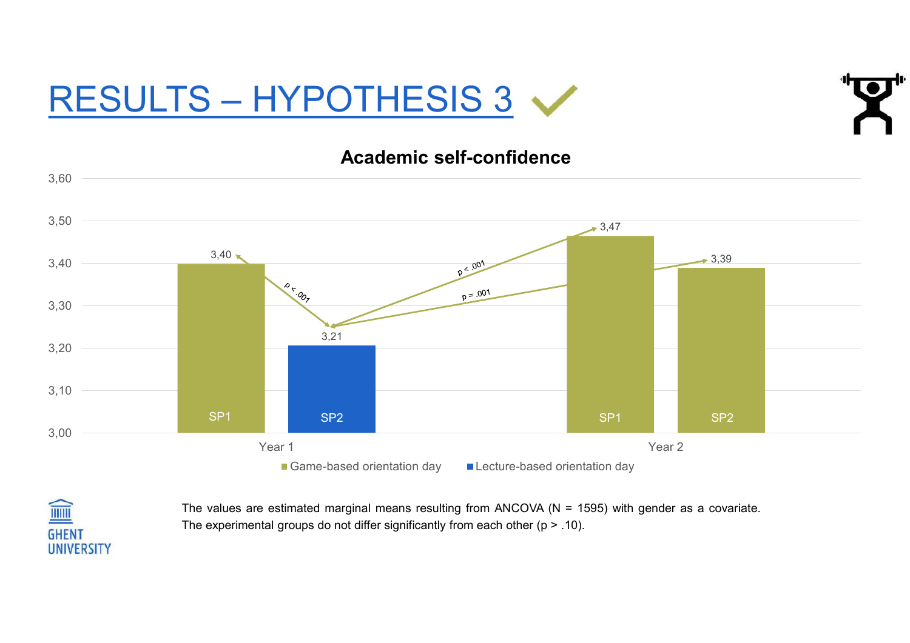# RESULTS – HYPOTHESIS 3 ✓

**Academic self-confidence**

| | SP1 (Game-based orientation day) | SP2 |
|---|---|---|
| Year 1 | 3,40 | 3,21 (Lecture-based orientation day) |
| Year 2 | 3,47 (Game-based orientation day) | 3,39 (Game-based orientation day) |

Year 1 SP1 → Year 1 SP2: $p < .001$
Year 1 SP2 → Year 2 SP1: $p < .001$
Year 1 SP2 → Year 2 SP2: $p = .001$

The values are estimated marginal means resulting from ANCOVA ($N = 1595$) with gender as a covariate. The experimental groups do not differ significantly from each other ($p > .10$).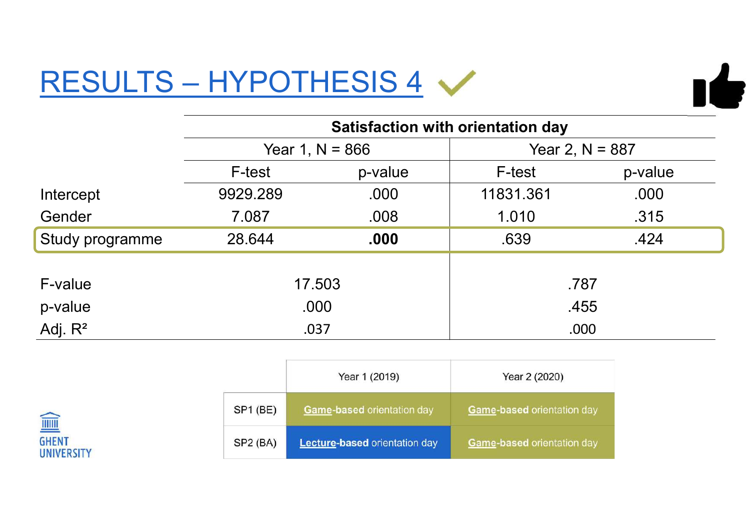# RESULTS – HYPOTHESIS 4 ✓

| | Satisfaction with orientation day | | | |
|---|---|---|---|---|
| | Year 1, N = 866 | | Year 2, N = 887 | |
| | F-test | p-value | F-test | p-value |
| Intercept | 9929.289 | .000 | 11831.361 | .000 |
| Gender | 7.087 | .008 | 1.010 | .315 |
| Study programme | 28.644 | **.000** | .639 | .424 |
| F-value | 17.503 | | .787 | |
| p-value | .000 | | .455 | |
| Adj. $R^2$ | .037 | | .000 | |

| | Year 1 (2019) | Year 2 (2020) |
|---|---|---|
| SP1 (BE) | **Game-based** orientation day | **Game-based** orientation day |
| SP2 (BA) | **Lecture-based** orientation day | **Game-based** orientation day |

GHENT UNIVERSITY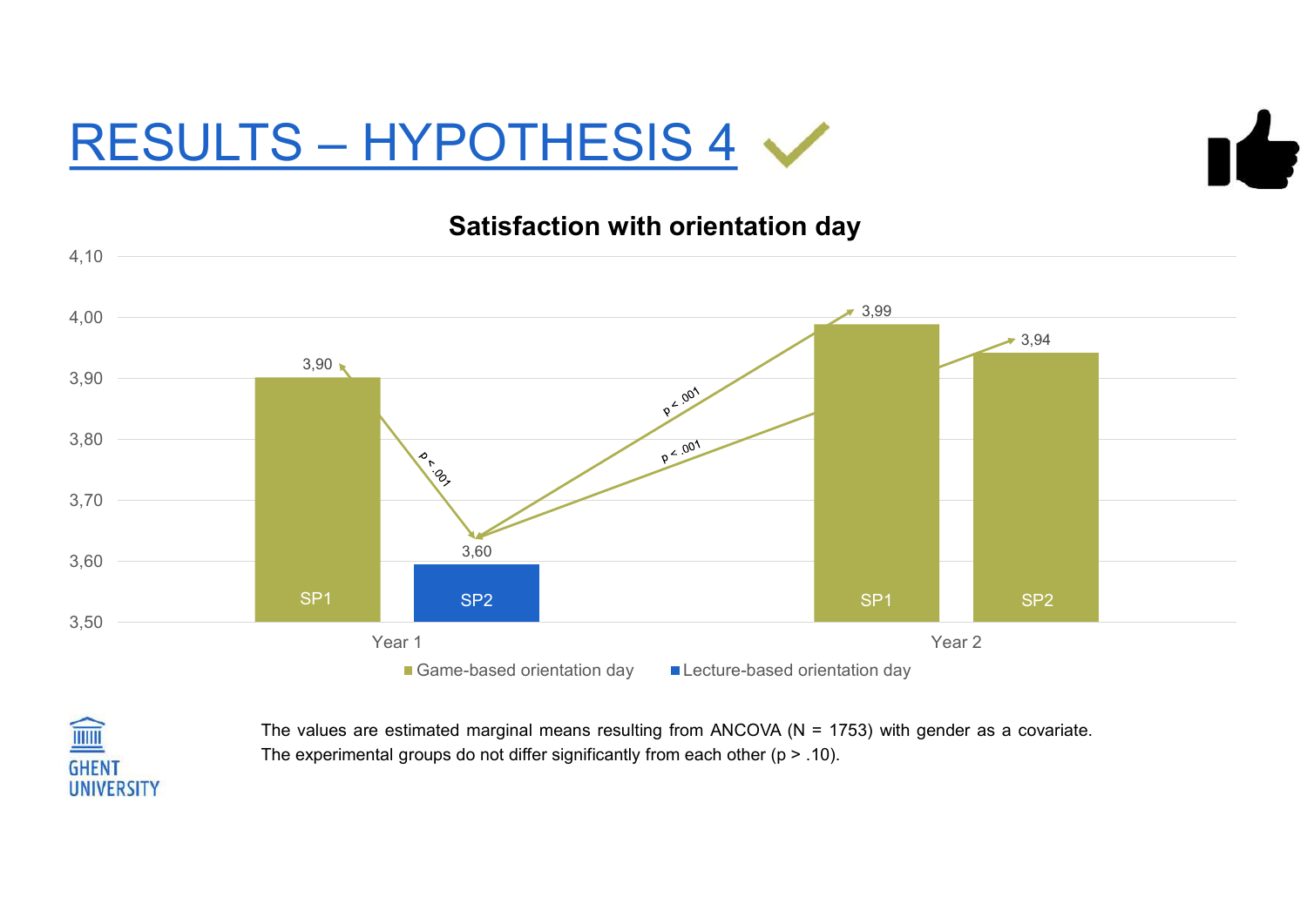# RESULTS – HYPOTHESIS 4 ✓

**Satisfaction with orientation day**

| | Year 1 | | Year 2 | |
|---|---|---|---|---|
| | SP1 | SP2 | SP1 | SP2 |
| Orientation day | Game-based | Lecture-based | Game-based | Game-based |
| Estimated marginal mean | 3,90 | 3,60 | 3,99 | 3,94 |

Year 1 SP1 vs. Year 1 SP2: $p < .001$; Year 1 SP2 vs. Year 2 SP1: $p < .001$; Year 1 SP2 vs. Year 2 SP2: $p < .001$

The values are estimated marginal means resulting from ANCOVA (N = 1753) with gender as a covariate. The experimental groups do not differ significantly from each other ($p > .10$).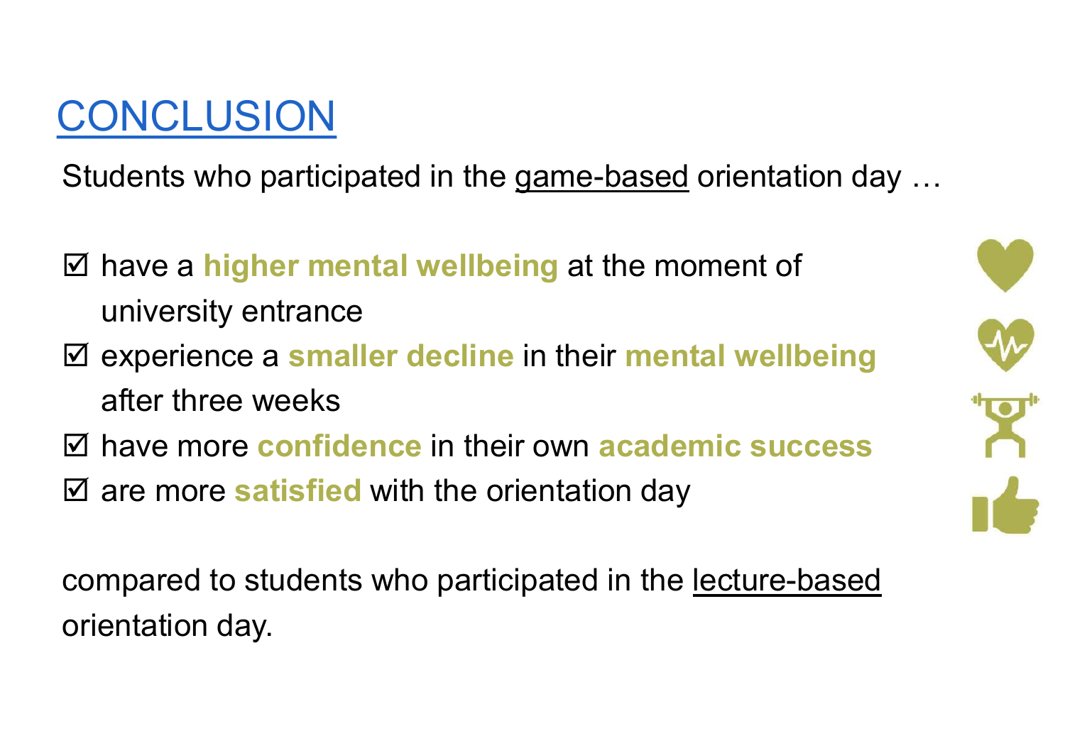# CONCLUSION

Students who participated in the game-based orientation day …

- ☑ have a **higher mental wellbeing** at the moment of university entrance
- ☑ experience a **smaller decline** in their **mental wellbeing** after three weeks
- ☑ have more **confidence** in their own **academic success**
- ☑ are more **satisfied** with the orientation day

compared to students who participated in the lecture-based orientation day.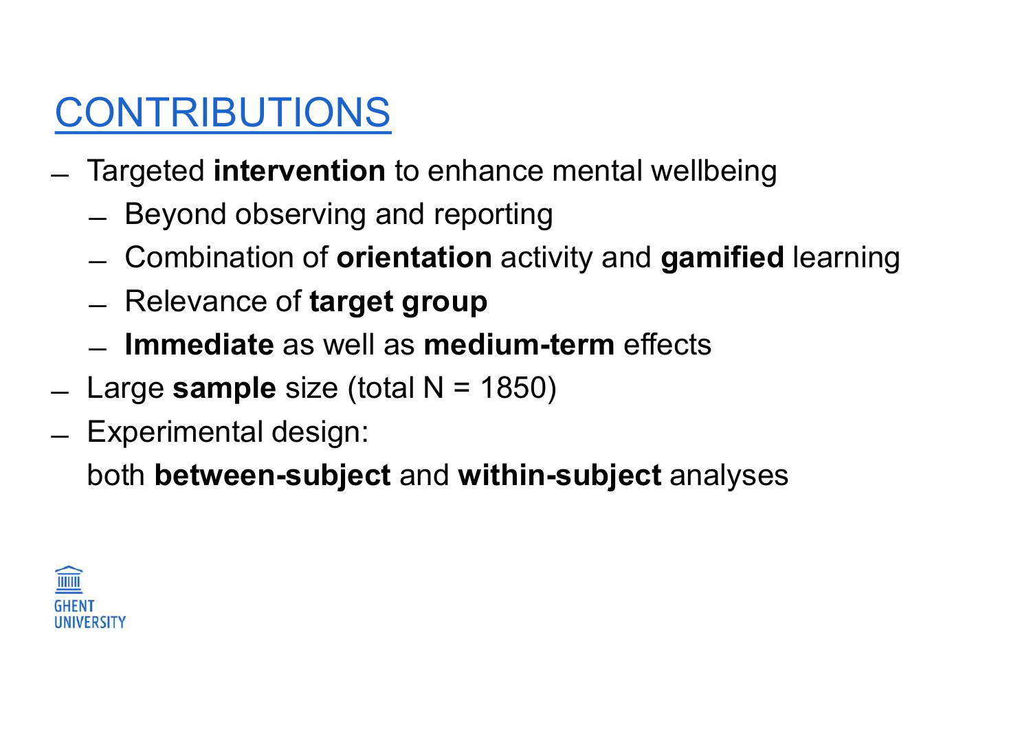# CONTRIBUTIONS

- Targeted **intervention** to enhance mental wellbeing
  - Beyond observing and reporting
  - Combination of **orientation** activity and **gamified** learning
  - Relevance of **target group**
  - **Immediate** as well as **medium-term** effects
- Large **sample** size (total N = 1850)
- Experimental design:
  both **between-subject** and **within-subject** analyses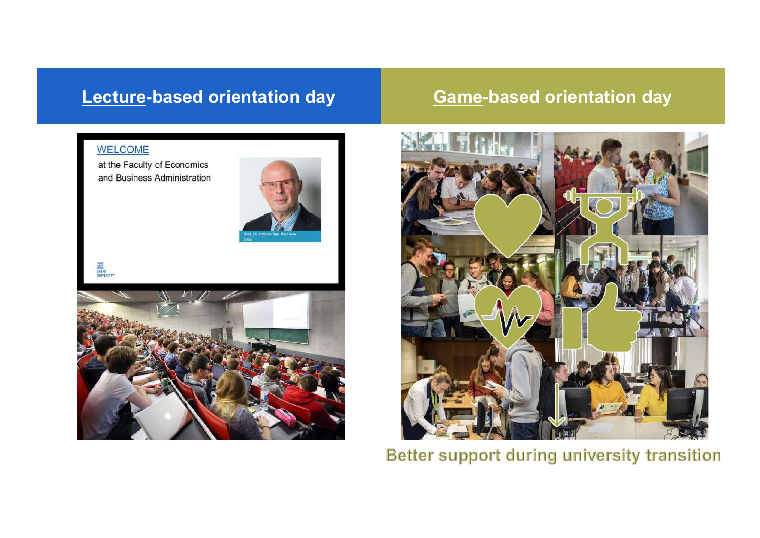## <u>Lecture</u>-based orientation day

WELCOME

at the Faculty of Economics and Business Administration

Prof. Dr. Patrick Van Kenhove
Dean

GHENT UNIVERSITY

## <u>Game</u>-based orientation day

Better support during university transition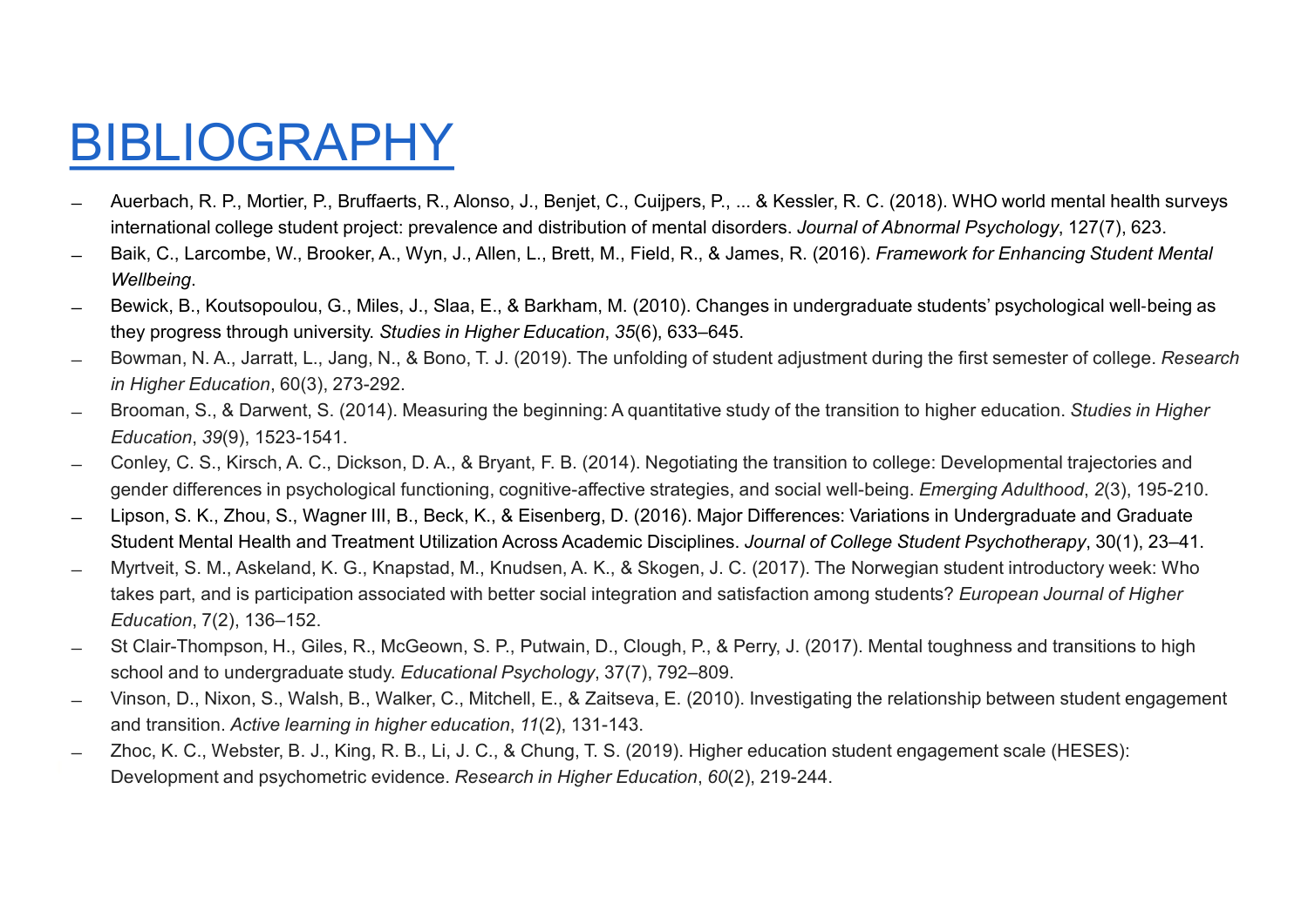# BIBLIOGRAPHY

- Auerbach, R. P., Mortier, P., Bruffaerts, R., Alonso, J., Benjet, C., Cuijpers, P., ... & Kessler, R. C. (2018). WHO world mental health surveys international college student project: prevalence and distribution of mental disorders. *Journal of Abnormal Psychology*, 127(7), 623.
- Baik, C., Larcombe, W., Brooker, A., Wyn, J., Allen, L., Brett, M., Field, R., & James, R. (2016). *Framework for Enhancing Student Mental Wellbeing*.
- Bewick, B., Koutsopoulou, G., Miles, J., Slaa, E., & Barkham, M. (2010). Changes in undergraduate students' psychological well-being as they progress through university. *Studies in Higher Education*, *35*(6), 633–645.
- Bowman, N. A., Jarratt, L., Jang, N., & Bono, T. J. (2019). The unfolding of student adjustment during the first semester of college. *Research in Higher Education*, 60(3), 273-292.
- Brooman, S., & Darwent, S. (2014). Measuring the beginning: A quantitative study of the transition to higher education. *Studies in Higher Education*, *39*(9), 1523-1541.
- Conley, C. S., Kirsch, A. C., Dickson, D. A., & Bryant, F. B. (2014). Negotiating the transition to college: Developmental trajectories and gender differences in psychological functioning, cognitive-affective strategies, and social well-being. *Emerging Adulthood*, *2*(3), 195-210.
- Lipson, S. K., Zhou, S., Wagner III, B., Beck, K., & Eisenberg, D. (2016). Major Differences: Variations in Undergraduate and Graduate Student Mental Health and Treatment Utilization Across Academic Disciplines. *Journal of College Student Psychotherapy*, 30(1), 23–41.
- Myrtveit, S. M., Askeland, K. G., Knapstad, M., Knudsen, A. K., & Skogen, J. C. (2017). The Norwegian student introductory week: Who takes part, and is participation associated with better social integration and satisfaction among students? *European Journal of Higher Education*, 7(2), 136–152.
- St Clair-Thompson, H., Giles, R., McGeown, S. P., Putwain, D., Clough, P., & Perry, J. (2017). Mental toughness and transitions to high school and to undergraduate study. *Educational Psychology*, 37(7), 792–809.
- Vinson, D., Nixon, S., Walsh, B., Walker, C., Mitchell, E., & Zaitseva, E. (2010). Investigating the relationship between student engagement and transition. *Active learning in higher education*, *11*(2), 131-143.
- Zhoc, K. C., Webster, B. J., King, R. B., Li, J. C., & Chung, T. S. (2019). Higher education student engagement scale (HESES): Development and psychometric evidence. *Research in Higher Education*, *60*(2), 219-244.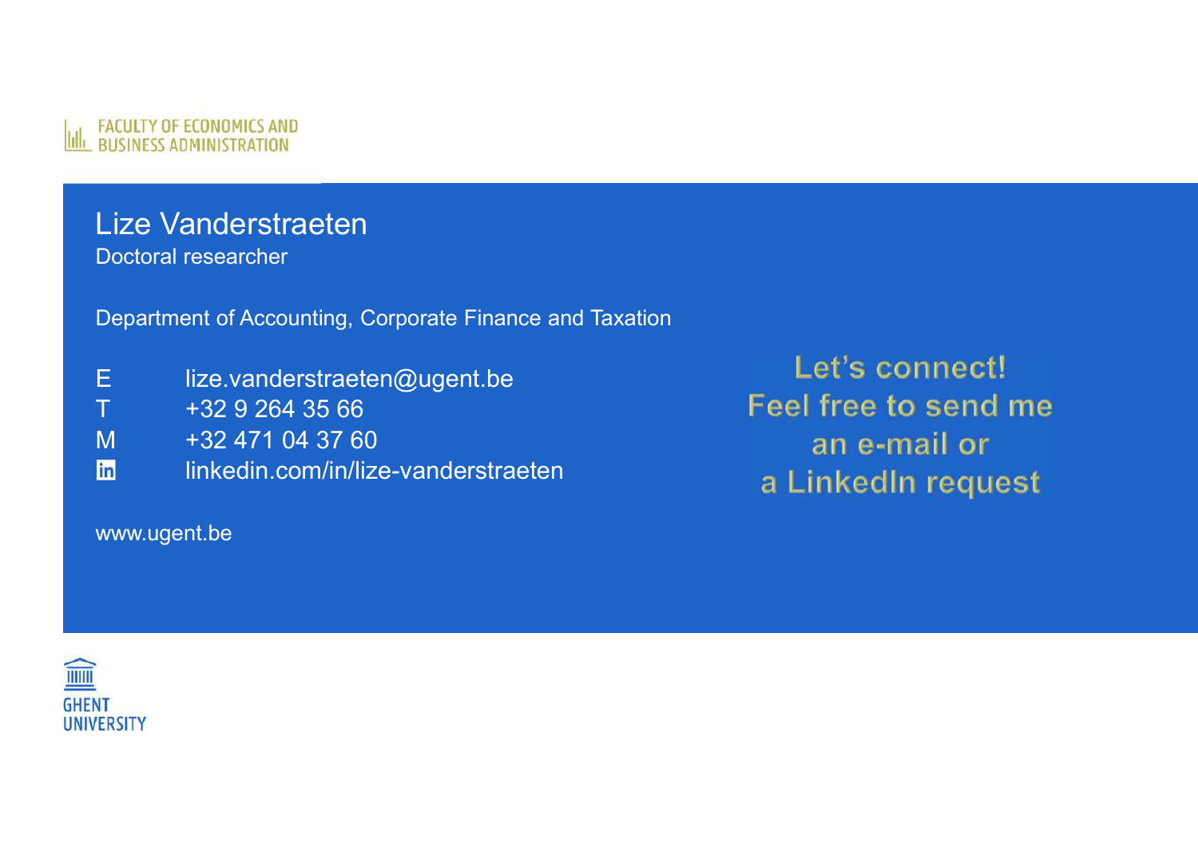FACULTY OF ECONOMICS AND BUSINESS ADMINISTRATION

# Lize Vanderstraeten

Doctoral researcher

Department of Accounting, Corporate Finance and Taxation

E lize.vanderstraeten@ugent.be
T +32 9 264 35 66
M +32 471 04 37 60
in linkedin.com/in/lize-vanderstraeten

www.ugent.be

Let's connect!
Feel free to send me
an e-mail or
a LinkedIn request

GHENT UNIVERSITY